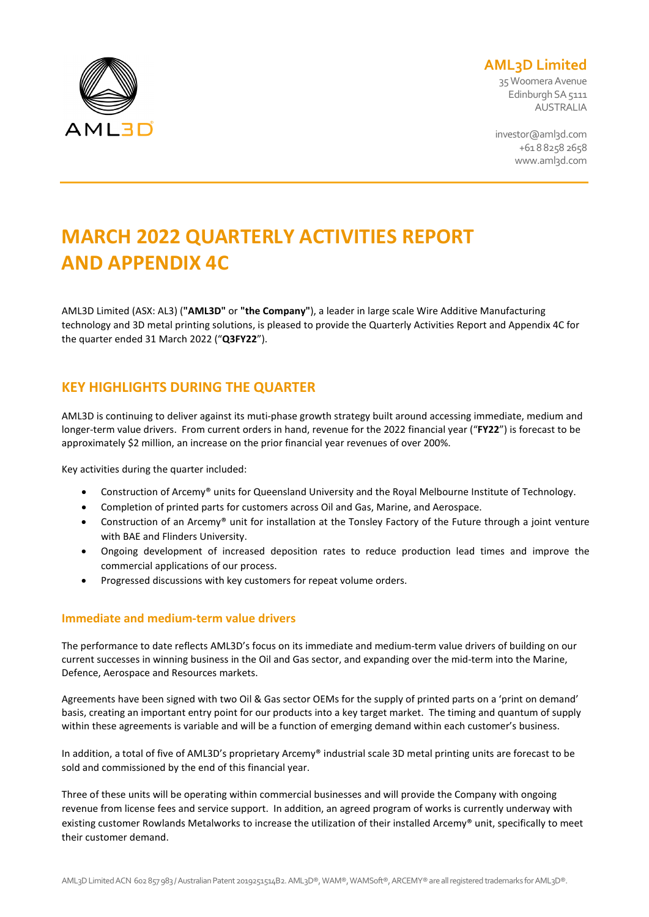**AML3D Limited**

35 Woomera Avenue
Edinburgh SA 5111
AUSTRALIA

investor@aml3d.com
+61 8 8258 2658
www.aml3d.com

# MARCH 2022 QUARTERLY ACTIVITIES REPORT AND APPENDIX 4C

AML3D Limited (ASX: AL3) (**"AML3D"** or **"the Company"**), a leader in large scale Wire Additive Manufacturing technology and 3D metal printing solutions, is pleased to provide the Quarterly Activities Report and Appendix 4C for the quarter ended 31 March 2022 ("**Q3FY22**").

## KEY HIGHLIGHTS DURING THE QUARTER

AML3D is continuing to deliver against its muti-phase growth strategy built around accessing immediate, medium and longer-term value drivers. From current orders in hand, revenue for the 2022 financial year ("**FY22**") is forecast to be approximately $2 million, an increase on the prior financial year revenues of over 200%.

Key activities during the quarter included:

- Construction of Arcemy® units for Queensland University and the Royal Melbourne Institute of Technology.
- Completion of printed parts for customers across Oil and Gas, Marine, and Aerospace.
- Construction of an Arcemy® unit for installation at the Tonsley Factory of the Future through a joint venture with BAE and Flinders University.
- Ongoing development of increased deposition rates to reduce production lead times and improve the commercial applications of our process.
- Progressed discussions with key customers for repeat volume orders.

### Immediate and medium-term value drivers

The performance to date reflects AML3D's focus on its immediate and medium-term value drivers of building on our current successes in winning business in the Oil and Gas sector, and expanding over the mid-term into the Marine, Defence, Aerospace and Resources markets.

Agreements have been signed with two Oil & Gas sector OEMs for the supply of printed parts on a 'print on demand' basis, creating an important entry point for our products into a key target market. The timing and quantum of supply within these agreements is variable and will be a function of emerging demand within each customer's business.

In addition, a total of five of AML3D's proprietary Arcemy® industrial scale 3D metal printing units are forecast to be sold and commissioned by the end of this financial year.

Three of these units will be operating within commercial businesses and will provide the Company with ongoing revenue from license fees and service support. In addition, an agreed program of works is currently underway with existing customer Rowlands Metalworks to increase the utilization of their installed Arcemy® unit, specifically to meet their customer demand.

AML3D Limited ACN 602 857 983 / Australian Patent 2019251514B2. AML3D®, WAM®, WAMSoft®, ARCEMY® are all registered trademarks for AML3D®.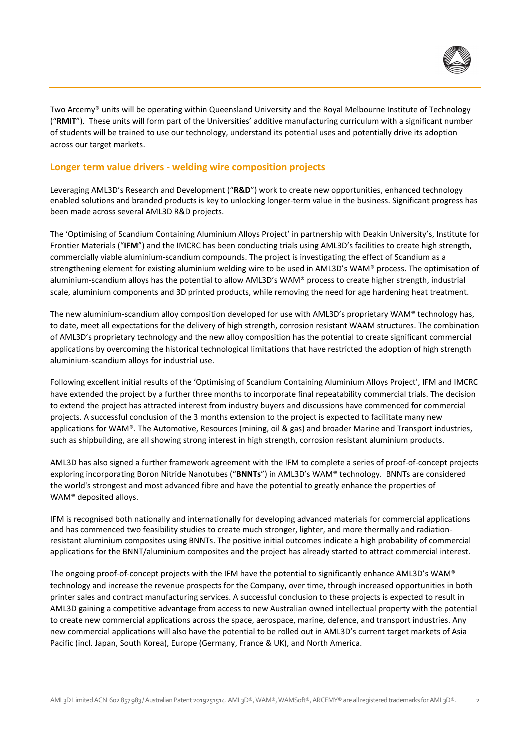Two Arcemy® units will be operating within Queensland University and the Royal Melbourne Institute of Technology ("**RMIT**"). These units will form part of the Universities' additive manufacturing curriculum with a significant number of students will be trained to use our technology, understand its potential uses and potentially drive its adoption across our target markets.

## Longer term value drivers - welding wire composition projects

Leveraging AML3D's Research and Development ("**R&D**") work to create new opportunities, enhanced technology enabled solutions and branded products is key to unlocking longer-term value in the business. Significant progress has been made across several AML3D R&D projects.

The 'Optimising of Scandium Containing Aluminium Alloys Project' in partnership with Deakin University's, Institute for Frontier Materials ("**IFM**") and the IMCRC has been conducting trials using AML3D's facilities to create high strength, commercially viable aluminium-scandium compounds. The project is investigating the effect of Scandium as a strengthening element for existing aluminium welding wire to be used in AML3D's WAM® process. The optimisation of aluminium-scandium alloys has the potential to allow AML3D's WAM® process to create higher strength, industrial scale, aluminium components and 3D printed products, while removing the need for age hardening heat treatment.

The new aluminium-scandium alloy composition developed for use with AML3D's proprietary WAM® technology has, to date, meet all expectations for the delivery of high strength, corrosion resistant WAAM structures. The combination of AML3D's proprietary technology and the new alloy composition has the potential to create significant commercial applications by overcoming the historical technological limitations that have restricted the adoption of high strength aluminium-scandium alloys for industrial use.

Following excellent initial results of the 'Optimising of Scandium Containing Aluminium Alloys Project', IFM and IMCRC have extended the project by a further three months to incorporate final repeatability commercial trials. The decision to extend the project has attracted interest from industry buyers and discussions have commenced for commercial projects. A successful conclusion of the 3 months extension to the project is expected to facilitate many new applications for WAM®. The Automotive, Resources (mining, oil & gas) and broader Marine and Transport industries, such as shipbuilding, are all showing strong interest in high strength, corrosion resistant aluminium products.

AML3D has also signed a further framework agreement with the IFM to complete a series of proof-of-concept projects exploring incorporating Boron Nitride Nanotubes ("**BNNTs**") in AML3D's WAM® technology. BNNTs are considered the world's strongest and most advanced fibre and have the potential to greatly enhance the properties of WAM® deposited alloys.

IFM is recognised both nationally and internationally for developing advanced materials for commercial applications and has commenced two feasibility studies to create much stronger, lighter, and more thermally and radiation-resistant aluminium composites using BNNTs. The positive initial outcomes indicate a high probability of commercial applications for the BNNT/aluminium composites and the project has already started to attract commercial interest.

The ongoing proof-of-concept projects with the IFM have the potential to significantly enhance AML3D's WAM® technology and increase the revenue prospects for the Company, over time, through increased opportunities in both printer sales and contract manufacturing services. A successful conclusion to these projects is expected to result in AML3D gaining a competitive advantage from access to new Australian owned intellectual property with the potential to create new commercial applications across the space, aerospace, marine, defence, and transport industries. Any new commercial applications will also have the potential to be rolled out in AML3D's current target markets of Asia Pacific (incl. Japan, South Korea), Europe (Germany, France & UK), and North America.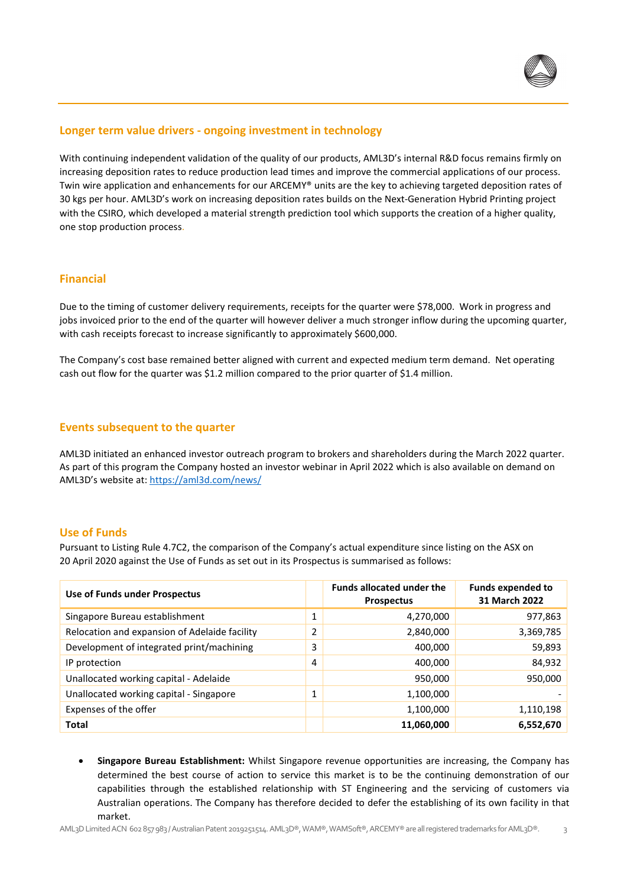## Longer term value drivers - ongoing investment in technology

With continuing independent validation of the quality of our products, AML3D's internal R&D focus remains firmly on increasing deposition rates to reduce production lead times and improve the commercial applications of our process. Twin wire application and enhancements for our ARCEMY® units are the key to achieving targeted deposition rates of 30 kgs per hour. AML3D's work on increasing deposition rates builds on the Next-Generation Hybrid Printing project with the CSIRO, which developed a material strength prediction tool which supports the creation of a higher quality, one stop production process.

## Financial

Due to the timing of customer delivery requirements, receipts for the quarter were $78,000. Work in progress and jobs invoiced prior to the end of the quarter will however deliver a much stronger inflow during the upcoming quarter, with cash receipts forecast to increase significantly to approximately $600,000.

The Company's cost base remained better aligned with current and expected medium term demand. Net operating cash out flow for the quarter was $1.2 million compared to the prior quarter of $1.4 million.

## Events subsequent to the quarter

AML3D initiated an enhanced investor outreach program to brokers and shareholders during the March 2022 quarter. As part of this program the Company hosted an investor webinar in April 2022 which is also available on demand on AML3D's website at: https://aml3d.com/news/

## Use of Funds

Pursuant to Listing Rule 4.7C2, the comparison of the Company's actual expenditure since listing on the ASX on 20 April 2020 against the Use of Funds as set out in its Prospectus is summarised as follows:

| Use of Funds under Prospectus | | Funds allocated under the Prospectus | Funds expended to 31 March 2022 |
|---|---|---|---|
| Singapore Bureau establishment | 1 | 4,270,000 | 977,863 |
| Relocation and expansion of Adelaide facility | 2 | 2,840,000 | 3,369,785 |
| Development of integrated print/machining | 3 | 400,000 | 59,893 |
| IP protection | 4 | 400,000 | 84,932 |
| Unallocated working capital - Adelaide | | 950,000 | 950,000 |
| Unallocated working capital - Singapore | 1 | 1,100,000 | - |
| Expenses of the offer | | 1,100,000 | 1,110,198 |
| **Total** | | **11,060,000** | **6,552,670** |

- **Singapore Bureau Establishment:** Whilst Singapore revenue opportunities are increasing, the Company has determined the best course of action to service this market is to be the continuing demonstration of our capabilities through the established relationship with ST Engineering and the servicing of customers via Australian operations. The Company has therefore decided to defer the establishing of its own facility in that market.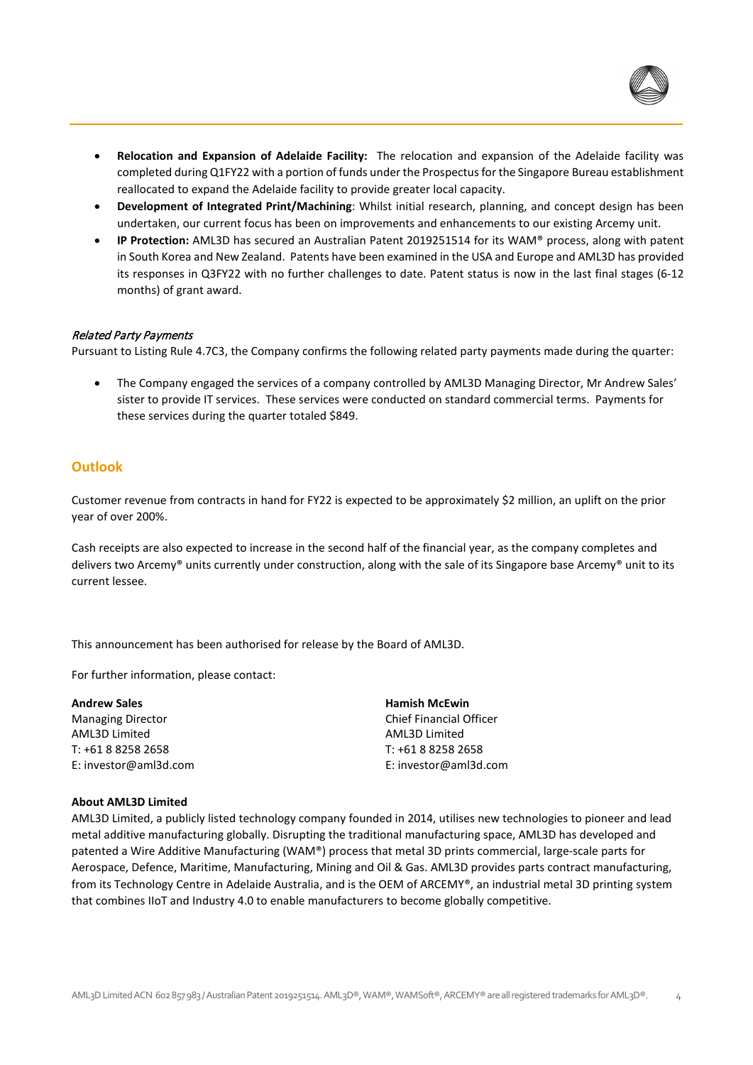- **Relocation and Expansion of Adelaide Facility:** The relocation and expansion of the Adelaide facility was completed during Q1FY22 with a portion of funds under the Prospectus for the Singapore Bureau establishment reallocated to expand the Adelaide facility to provide greater local capacity.
- **Development of Integrated Print/Machining**: Whilst initial research, planning, and concept design has been undertaken, our current focus has been on improvements and enhancements to our existing Arcemy unit.
- **IP Protection:** AML3D has secured an Australian Patent 2019251514 for its WAM® process, along with patent in South Korea and New Zealand. Patents have been examined in the USA and Europe and AML3D has provided its responses in Q3FY22 with no further challenges to date. Patent status is now in the last final stages (6-12 months) of grant award.

*Related Party Payments*

Pursuant to Listing Rule 4.7C3, the Company confirms the following related party payments made during the quarter:

- The Company engaged the services of a company controlled by AML3D Managing Director, Mr Andrew Sales' sister to provide IT services. These services were conducted on standard commercial terms. Payments for these services during the quarter totaled $849.

## Outlook

Customer revenue from contracts in hand for FY22 is expected to be approximately $2 million, an uplift on the prior year of over 200%.

Cash receipts are also expected to increase in the second half of the financial year, as the company completes and delivers two Arcemy® units currently under construction, along with the sale of its Singapore base Arcemy® unit to its current lessee.

This announcement has been authorised for release by the Board of AML3D.

For further information, please contact:

**Andrew Sales**
Managing Director
AML3D Limited
T: +61 8 8258 2658
E: investor@aml3d.com

**Hamish McEwin**
Chief Financial Officer
AML3D Limited
T: +61 8 8258 2658
E: investor@aml3d.com

**About AML3D Limited**

AML3D Limited, a publicly listed technology company founded in 2014, utilises new technologies to pioneer and lead metal additive manufacturing globally. Disrupting the traditional manufacturing space, AML3D has developed and patented a Wire Additive Manufacturing (WAM®) process that metal 3D prints commercial, large-scale parts for Aerospace, Defence, Maritime, Manufacturing, Mining and Oil & Gas. AML3D provides parts contract manufacturing, from its Technology Centre in Adelaide Australia, and is the OEM of ARCEMY®, an industrial metal 3D printing system that combines IIoT and Industry 4.0 to enable manufacturers to become globally competitive.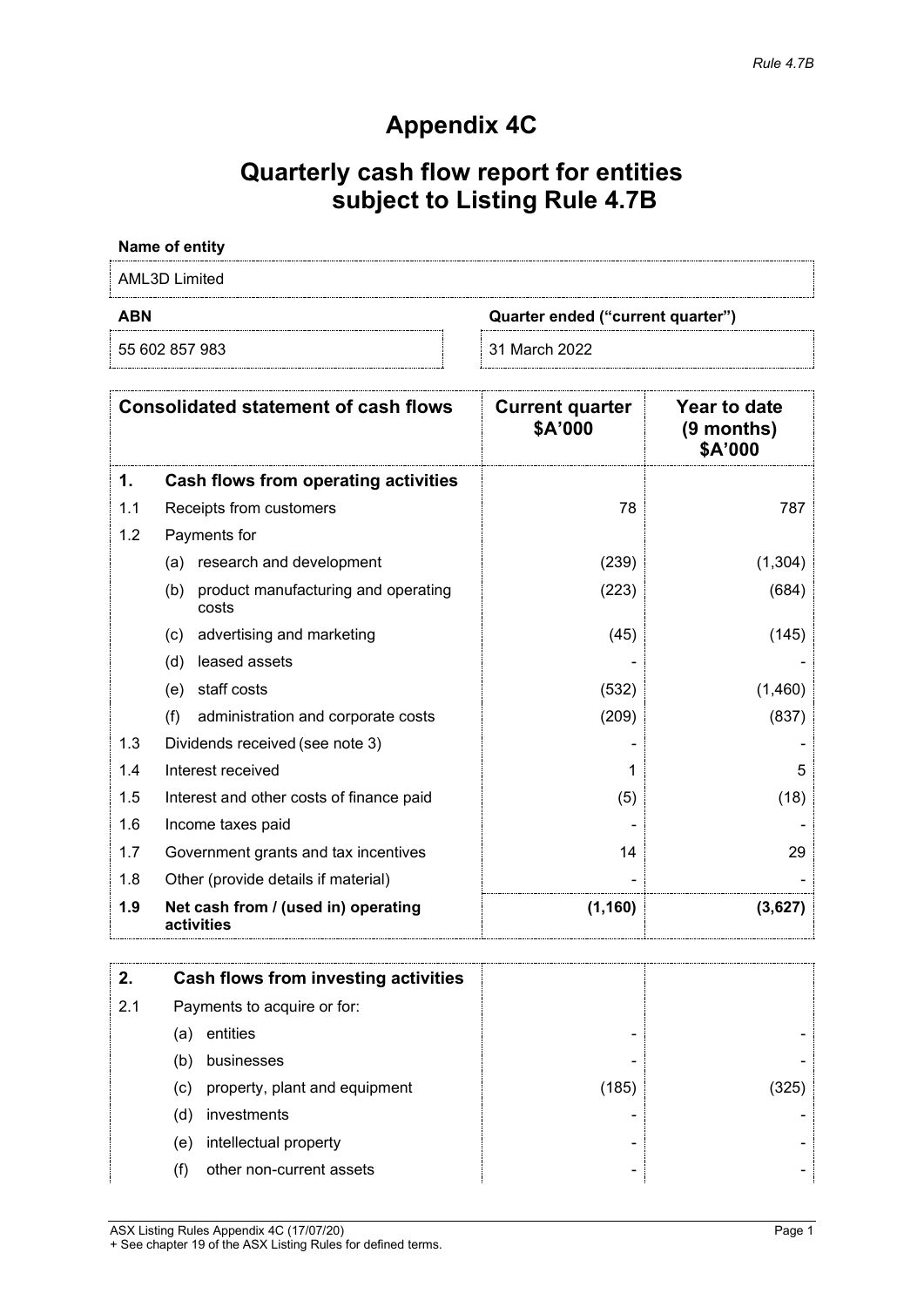*Rule 4.7B*

# Appendix 4C

## Quarterly cash flow report for entities subject to Listing Rule 4.7B

**Name of entity**

AML3D Limited

| ABN | Quarter ended ("current quarter") |
|---|---|
| 55 602 857 983 | 31 March 2022 |

| | Consolidated statement of cash flows | Current quarter $A'000 | Year to date (9 months) $A'000 |
|---|---|---|---|
| **1.** | **Cash flows from operating activities** | | |
| 1.1 | Receipts from customers | 78 | 787 |
| 1.2 | Payments for | | |
| | (a) research and development | (239) | (1,304) |
| | (b) product manufacturing and operating costs | (223) | (684) |
| | (c) advertising and marketing | (45) | (145) |
| | (d) leased assets | - | - |
| | (e) staff costs | (532) | (1,460) |
| | (f) administration and corporate costs | (209) | (837) |
| 1.3 | Dividends received (see note 3) | - | - |
| 1.4 | Interest received | 1 | 5 |
| 1.5 | Interest and other costs of finance paid | (5) | (18) |
| 1.6 | Income taxes paid | - | - |
| 1.7 | Government grants and tax incentives | 14 | 29 |
| 1.8 | Other (provide details if material) | - | - |
| **1.9** | **Net cash from / (used in) operating activities** | **(1,160)** | **(3,627)** |

| | | | |
|---|---|---|---|
| **2.** | **Cash flows from investing activities** | | |
| 2.1 | Payments to acquire or for: | | |
| | (a) entities | - | - |
| | (b) businesses | - | - |
| | (c) property, plant and equipment | (185) | (325) |
| | (d) investments | - | - |
| | (e) intellectual property | - | - |
| | (f) other non-current assets | - | - |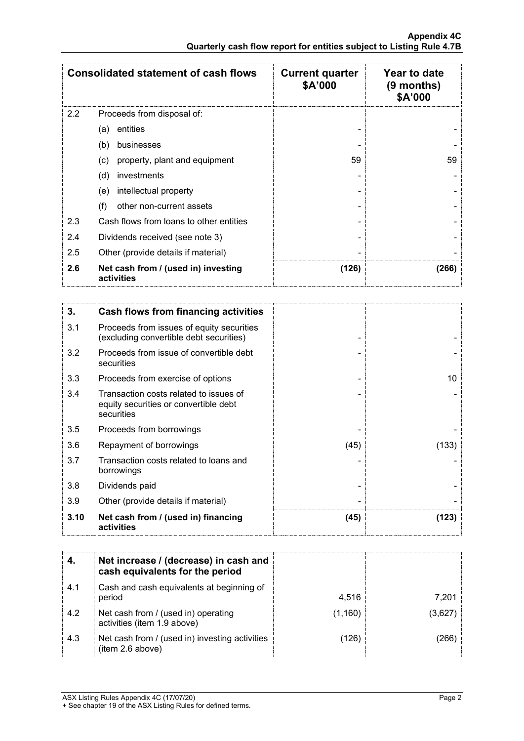| Consolidated statement of cash flows | | Current quarter $A'000 | Year to date (9 months) $A'000 |
|---|---|---|---|
| 2.2 | Proceeds from disposal of: | | |
| | (a) entities | - | - |
| | (b) businesses | - | - |
| | (c) property, plant and equipment | 59 | 59 |
| | (d) investments | - | - |
| | (e) intellectual property | - | - |
| | (f) other non-current assets | - | - |
| 2.3 | Cash flows from loans to other entities | - | - |
| 2.4 | Dividends received (see note 3) | - | - |
| 2.5 | Other (provide details if material) | - | - |
| **2.6** | **Net cash from / (used in) investing activities** | **(126)** | **(266)** |

| **3.** | **Cash flows from financing activities** | | |
|---|---|---|---|
| 3.1 | Proceeds from issues of equity securities (excluding convertible debt securities) | - | - |
| 3.2 | Proceeds from issue of convertible debt securities | - | - |
| 3.3 | Proceeds from exercise of options | - | 10 |
| 3.4 | Transaction costs related to issues of equity securities or convertible debt securities | - | - |
| 3.5 | Proceeds from borrowings | - | - |
| 3.6 | Repayment of borrowings | (45) | (133) |
| 3.7 | Transaction costs related to loans and borrowings | - | - |
| 3.8 | Dividends paid | - | - |
| 3.9 | Other (provide details if material) | - | - |
| **3.10** | **Net cash from / (used in) financing activities** | **(45)** | **(123)** |

| **4.** | **Net increase / (decrease) in cash and cash equivalents for the period** | | |
|---|---|---|---|
| 4.1 | Cash and cash equivalents at beginning of period | 4,516 | 7,201 |
| 4.2 | Net cash from / (used in) operating activities (item 1.9 above) | (1,160) | (3,627) |
| 4.3 | Net cash from / (used in) investing activities (item 2.6 above) | (126) | (266) |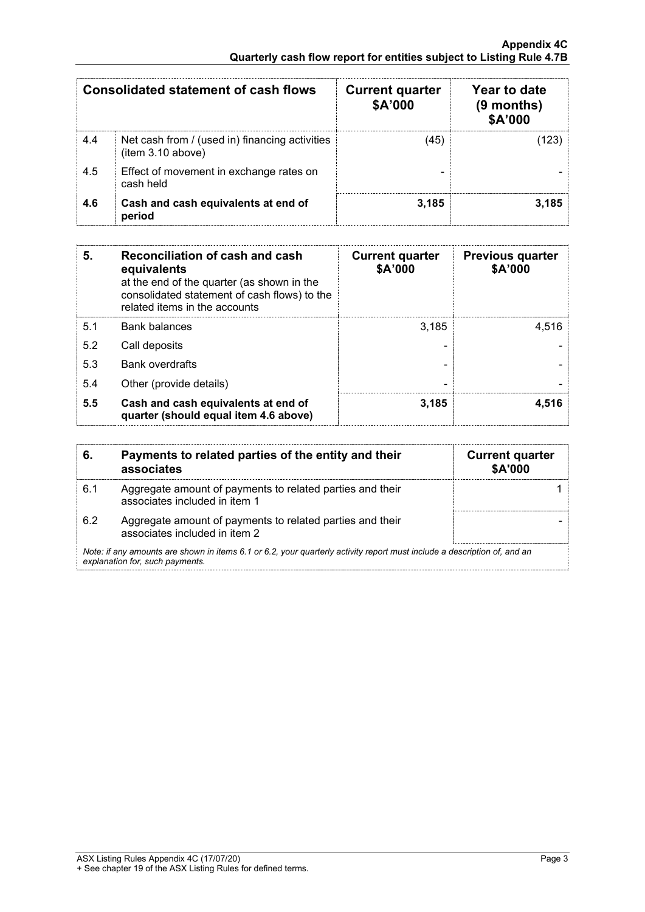| Consolidated statement of cash flows | | Current quarter $A'000 | Year to date (9 months) $A'000 |
|---|---|---|---|
| 4.4 | Net cash from / (used in) financing activities (item 3.10 above) | (45) | (123) |
| 4.5 | Effect of movement in exchange rates on cash held | - | - |
| **4.6** | **Cash and cash equivalents at end of period** | **3,185** | **3,185** |

| **5.** | **Reconciliation of cash and cash equivalents** at the end of the quarter (as shown in the consolidated statement of cash flows) to the related items in the accounts | **Current quarter $A'000** | **Previous quarter $A'000** |
|---|---|---|---|
| 5.1 | Bank balances | 3,185 | 4,516 |
| 5.2 | Call deposits | - | - |
| 5.3 | Bank overdrafts | - | - |
| 5.4 | Other (provide details) | - | - |
| **5.5** | **Cash and cash equivalents at end of quarter (should equal item 4.6 above)** | **3,185** | **4,516** |

| **6.** | **Payments to related parties of the entity and their associates** | **Current quarter $A'000** |
|---|---|---|
| 6.1 | Aggregate amount of payments to related parties and their associates included in item 1 | 1 |
| 6.2 | Aggregate amount of payments to related parties and their associates included in item 2 | - |

*Note: if any amounts are shown in items 6.1 or 6.2, your quarterly activity report must include a description of, and an explanation for, such payments.*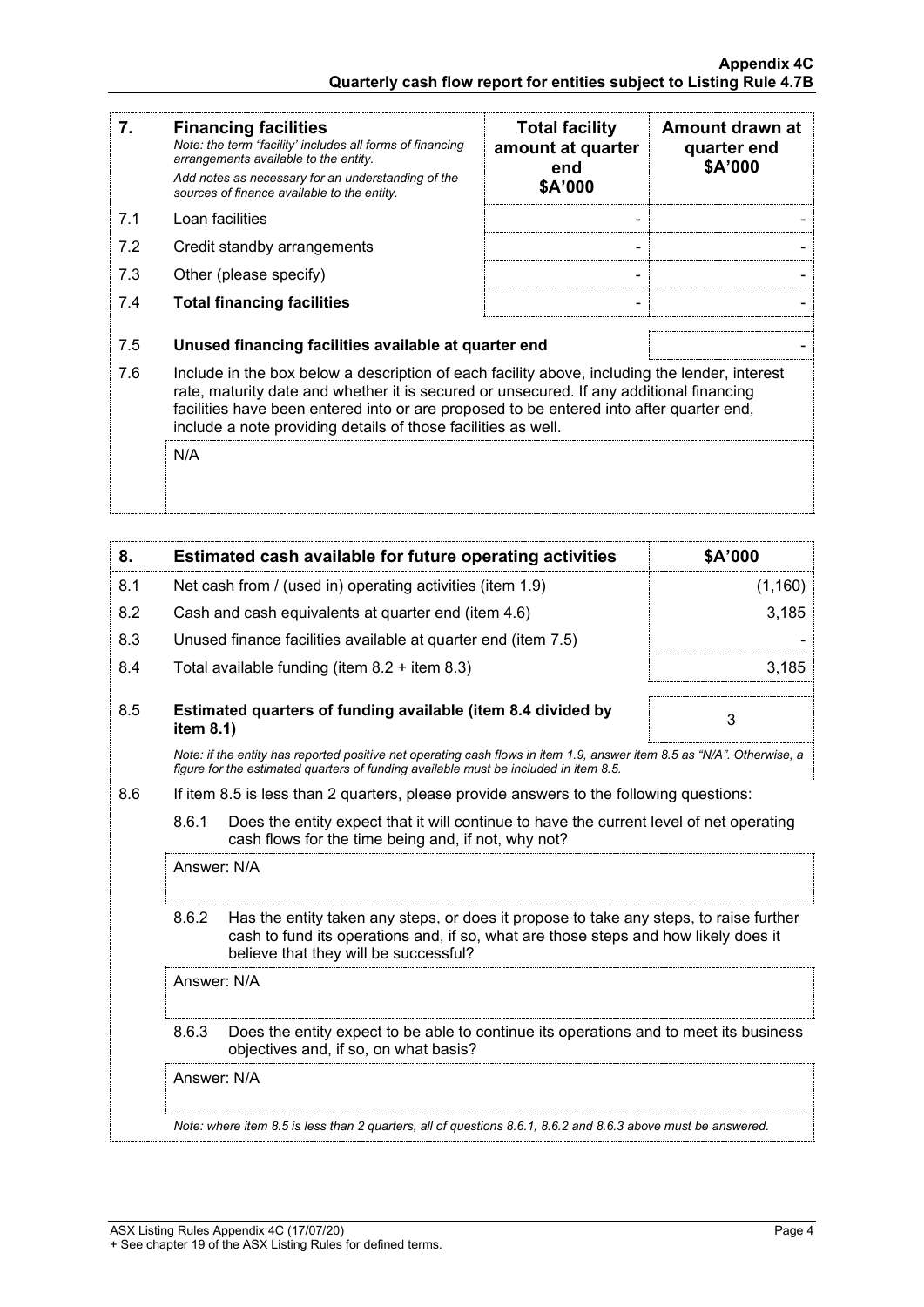| 7. | **Financing facilities** *Note: the term "facility' includes all forms of financing arrangements available to the entity.* *Add notes as necessary for an understanding of the sources of finance available to the entity.* | **Total facility amount at quarter end \$A'000** | **Amount drawn at quarter end \$A'000** |
|---|---|---|---|
| 7.1 | Loan facilities | - | - |
| 7.2 | Credit standby arrangements | - | - |
| 7.3 | Other (please specify) | - | - |
| 7.4 | **Total financing facilities** | - | - |

| | | |
|---|---|---|
| 7.5 | **Unused financing facilities available at quarter end** | - |

7.6 Include in the box below a description of each facility above, including the lender, interest rate, maturity date and whether it is secured or unsecured. If any additional financing facilities have been entered into or are proposed to be entered into after quarter end, include a note providing details of those facilities as well.

N/A

| 8. | **Estimated cash available for future operating activities** | **\$A'000** |
|---|---|---|
| 8.1 | Net cash from / (used in) operating activities (item 1.9) | (1,160) |
| 8.2 | Cash and cash equivalents at quarter end (item 4.6) | 3,185 |
| 8.3 | Unused finance facilities available at quarter end (item 7.5) | - |
| 8.4 | Total available funding (item 8.2 + item 8.3) | 3,185 |
| 8.5 | **Estimated quarters of funding available (item 8.4 divided by item 8.1)** | 3 |

*Note: if the entity has reported positive net operating cash flows in item 1.9, answer item 8.5 as "N/A". Otherwise, a figure for the estimated quarters of funding available must be included in item 8.5.*

8.6 If item 8.5 is less than 2 quarters, please provide answers to the following questions:

8.6.1 Does the entity expect that it will continue to have the current level of net operating cash flows for the time being and, if not, why not?

Answer: N/A

8.6.2 Has the entity taken any steps, or does it propose to take any steps, to raise further cash to fund its operations and, if so, what are those steps and how likely does it believe that they will be successful?

Answer: N/A

8.6.3 Does the entity expect to be able to continue its operations and to meet its business objectives and, if so, on what basis?

Answer: N/A

*Note: where item 8.5 is less than 2 quarters, all of questions 8.6.1, 8.6.2 and 8.6.3 above must be answered.*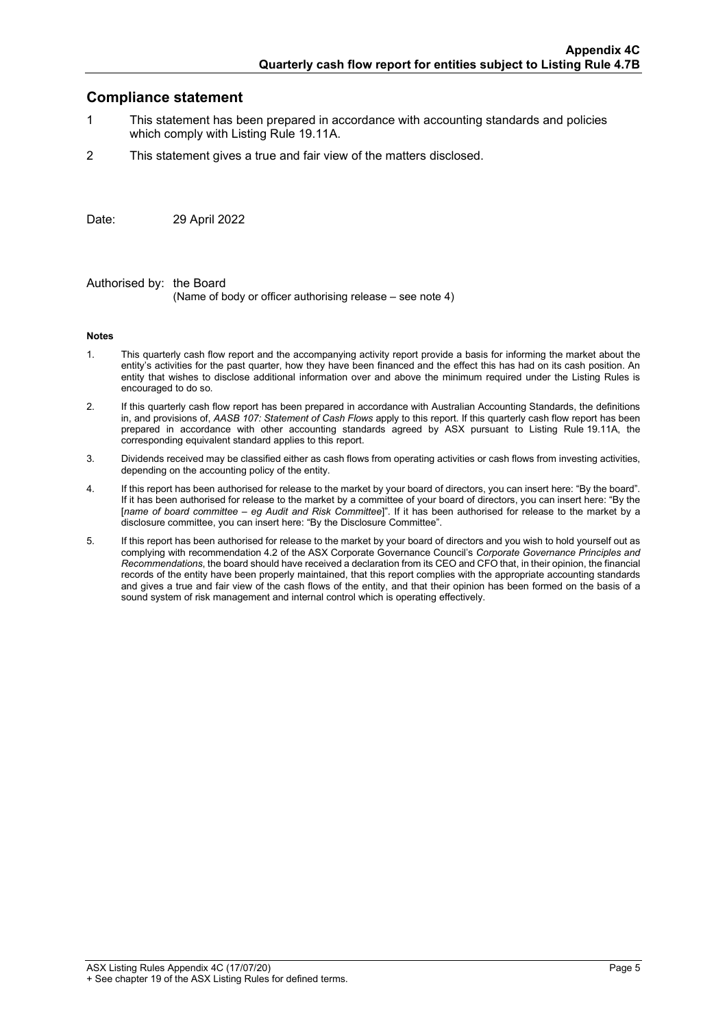## Compliance statement

1. This statement has been prepared in accordance with accounting standards and policies which comply with Listing Rule 19.11A.
2. This statement gives a true and fair view of the matters disclosed.

Date: 29 April 2022

Authorised by: the Board
(Name of body or officer authorising release – see note 4)

**Notes**

1. This quarterly cash flow report and the accompanying activity report provide a basis for informing the market about the entity's activities for the past quarter, how they have been financed and the effect this has had on its cash position. An entity that wishes to disclose additional information over and above the minimum required under the Listing Rules is encouraged to do so.
2. If this quarterly cash flow report has been prepared in accordance with Australian Accounting Standards, the definitions in, and provisions of, *AASB 107: Statement of Cash Flows* apply to this report. If this quarterly cash flow report has been prepared in accordance with other accounting standards agreed by ASX pursuant to Listing Rule 19.11A, the corresponding equivalent standard applies to this report.
3. Dividends received may be classified either as cash flows from operating activities or cash flows from investing activities, depending on the accounting policy of the entity.
4. If this report has been authorised for release to the market by your board of directors, you can insert here: "By the board". If it has been authorised for release to the market by a committee of your board of directors, you can insert here: "By the [*name of board committee – eg Audit and Risk Committee*]". If it has been authorised for release to the market by a disclosure committee, you can insert here: "By the Disclosure Committee".
5. If this report has been authorised for release to the market by your board of directors and you wish to hold yourself out as complying with recommendation 4.2 of the ASX Corporate Governance Council's *Corporate Governance Principles and Recommendations*, the board should have received a declaration from its CEO and CFO that, in their opinion, the financial records of the entity have been properly maintained, that this report complies with the appropriate accounting standards and gives a true and fair view of the cash flows of the entity, and that their opinion has been formed on the basis of a sound system of risk management and internal control which is operating effectively.